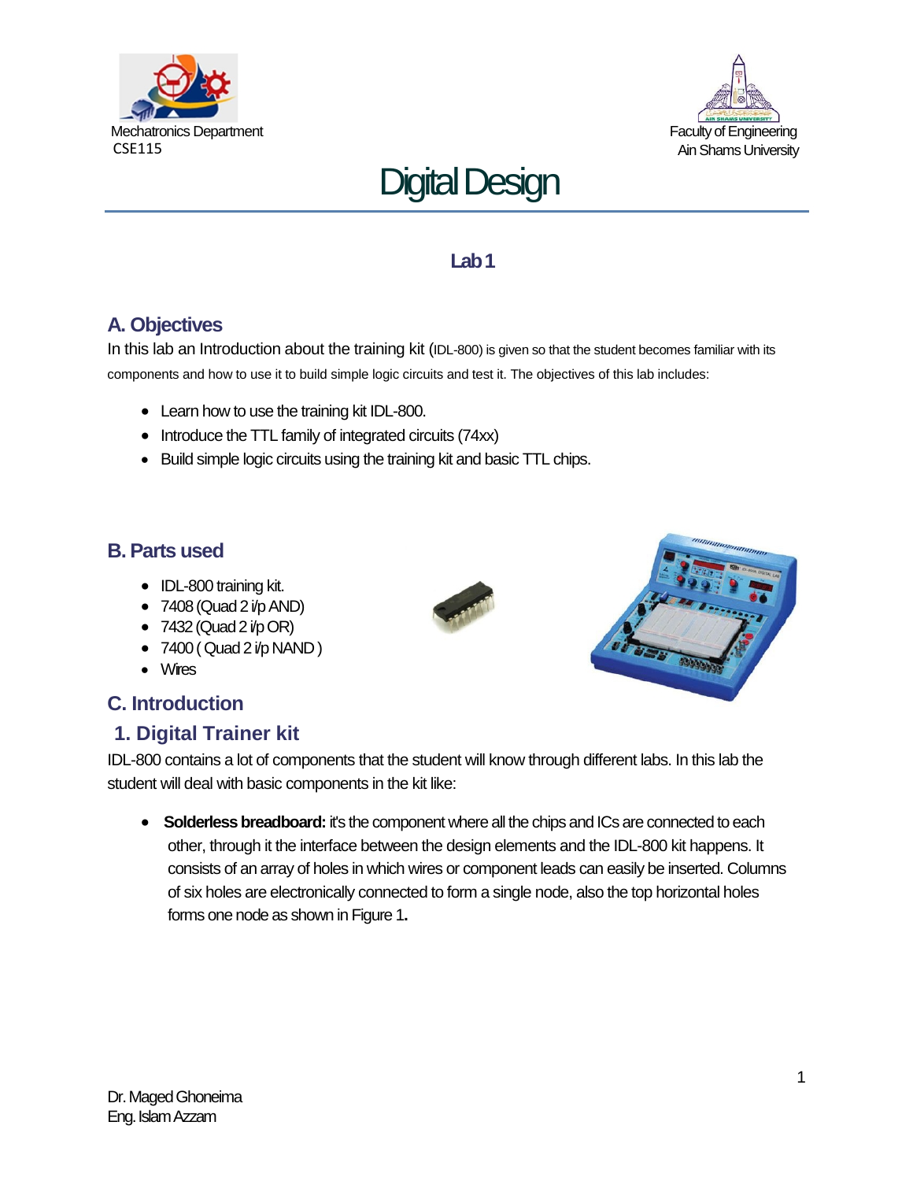Mechatronics Department
CSE115

Faculty of Engineering
Ain Shams University

# Digital Design

## Lab 1

### A. Objectives

In this lab an Introduction about the training kit (IDL-800) is given so that the student becomes familiar with its components and how to use it to build simple logic circuits and test it. The objectives of this lab includes:

- Learn how to use the training kit IDL-800.
- Introduce the TTL family of integrated circuits (74xx)
- Build simple logic circuits using the training kit and basic TTL chips.

### B. Parts used

- IDL-800 training kit.
- 7408 (Quad 2 i/p AND)
- 7432 (Quad 2 i/p OR)
- 7400 ( Quad 2 i/p NAND )
- Wires

### C. Introduction

#### 1. Digital Trainer kit

IDL-800 contains a lot of components that the student will know through different labs. In this lab the student will deal with basic components in the kit like:

- **Solderless breadboard:** it's the component where all the chips and ICs are connected to each other, through it the interface between the design elements and the IDL-800 kit happens. It consists of an array of holes in which wires or component leads can easily be inserted. Columns of six holes are electronically connected to form a single node, also the top horizontal holes forms one node as shown in Figure 1**.**

Dr. Maged Ghoneima
Eng. Islam Azzam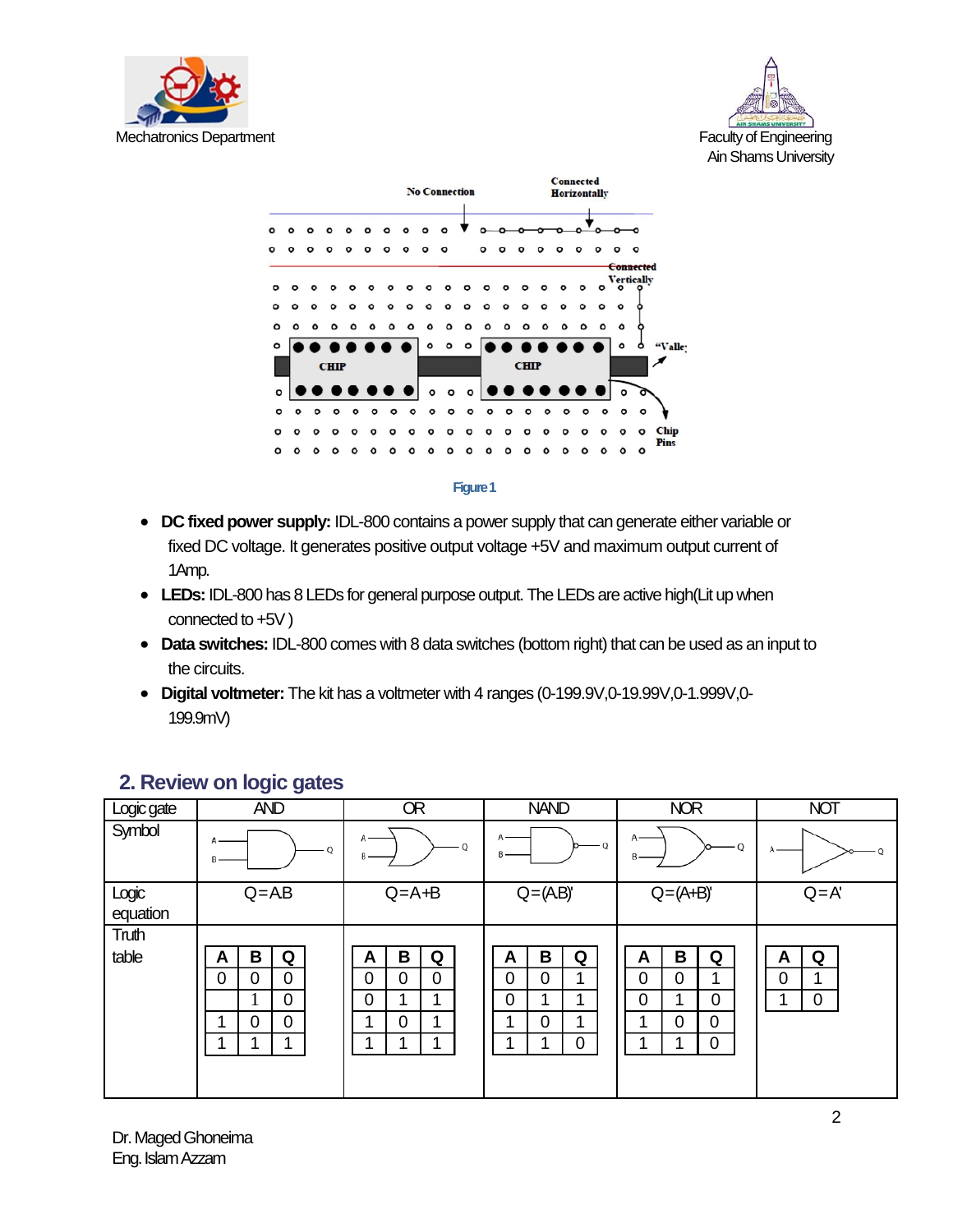Figure 1

- **DC fixed power supply:** IDL-800 contains a power supply that can generate either variable or fixed DC voltage. It generates positive output voltage +5V and maximum output current of 1Amp.
- **LEDs:** IDL-800 has 8 LEDs for general purpose output. The LEDs are active high(Lit up when connected to +5V )
- **Data switches:** IDL-800 comes with 8 data switches (bottom right) that can be used as an input to the circuits.
- **Digital voltmeter:** The kit has a voltmeter with 4 ranges (0-199.9V,0-19.99V,0-1.999V,0-199.9mV)

## 2. Review on logic gates

| Logic gate | AND | OR | NAND | NOR | NOT |
|---|---|---|---|---|---|
| Symbol | | | | | |
| Logic equation | Q=A.B | Q=A+B | Q=(A.B)' | Q=(A+B)' | Q=A' |
| Truth table | A B Q: 0 0 0; _ 1 0; 1 0 0; 1 1 1 | A B Q: 0 0 0; 0 1 1; 1 0 1; 1 1 1 | A B Q: 0 0 1; 0 1 1; 1 0 1; 1 1 0 | A B Q: 0 0 1; 0 1 0; 1 0 0; 1 1 0 | A Q: 0 1; 1 0 |

**AND**

| A | B | Q |
|---|---|---|
| 0 | 0 | 0 |
| | 1 | 0 |
| 1 | 0 | 0 |
| 1 | 1 | 1 |

**OR**

| A | B | Q |
|---|---|---|
| 0 | 0 | 0 |
| 0 | 1 | 1 |
| 1 | 0 | 1 |
| 1 | 1 | 1 |

**NAND**

| A | B | Q |
|---|---|---|
| 0 | 0 | 1 |
| 0 | 1 | 1 |
| 1 | 0 | 1 |
| 1 | 1 | 0 |

**NOR**

| A | B | Q |
|---|---|---|
| 0 | 0 | 1 |
| 0 | 1 | 0 |
| 1 | 0 | 0 |
| 1 | 1 | 0 |

**NOT**

| A | Q |
|---|---|
| 0 | 1 |
| 1 | 0 |

Dr. Maged Ghoneima
Eng. Islam Azzam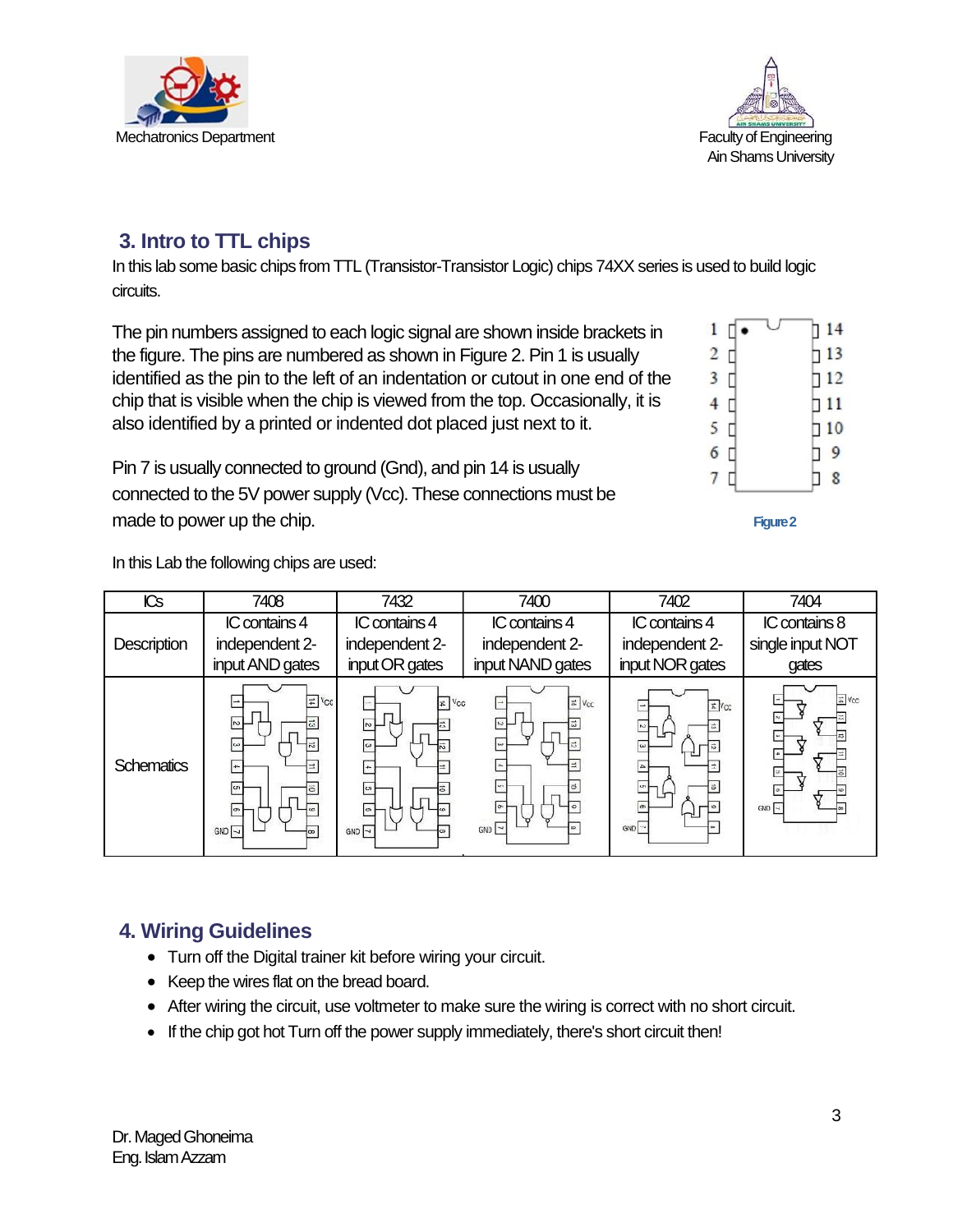## 3. Intro to TTL chips

In this lab some basic chips from TTL (Transistor-Transistor Logic) chips 74XX series is used to build logic circuits.

The pin numbers assigned to each logic signal are shown inside brackets in the figure. The pins are numbered as shown in Figure 2. Pin 1 is usually identified as the pin to the left of an indentation or cutout in one end of the chip that is visible when the chip is viewed from the top. Occasionally, it is also identified by a printed or indented dot placed just next to it.

Pin 7 is usually connected to ground (Gnd), and pin 14 is usually connected to the 5V power supply (Vcc). These connections must be made to power up the chip.

Figure 2

In this Lab the following chips are used:

| ICs | 7408 | 7432 | 7400 | 7402 | 7404 |
| --- | --- | --- | --- | --- | --- |
| Description | IC contains 4 independent 2-input AND gates | IC contains 4 independent 2-input OR gates | IC contains 4 independent 2-input NAND gates | IC contains 4 independent 2-input NOR gates | IC contains 8 single input NOT gates |
| Schematics | | | | | |

## 4. Wiring Guidelines

- Turn off the Digital trainer kit before wiring your circuit.
- Keep the wires flat on the bread board.
- After wiring the circuit, use voltmeter to make sure the wiring is correct with no short circuit.
- If the chip got hot Turn off the power supply immediately, there's short circuit then!

Dr. Maged Ghoneima
Eng. Islam Azzam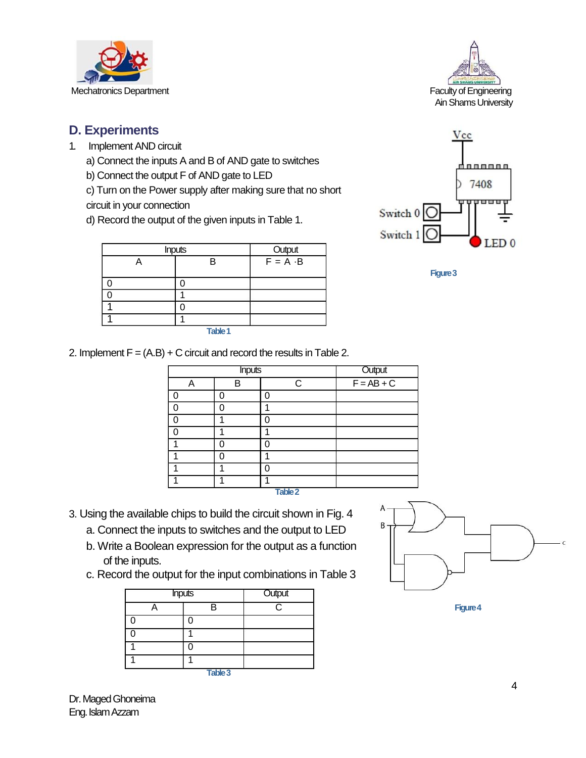Mechatronics Department

Faculty of Engineering
Ain Shams University

## D. Experiments

1. Implement AND circuit
   a) Connect the inputs A and B of AND gate to switches
   b) Connect the output F of AND gate to LED
   c) Turn on the Power supply after making sure that no short circuit in your connection
   d) Record the output of the given inputs in Table 1.

Vcc

7408

Switch 0

Switch 1

LED 0

Figure 3

| Inputs | | Output |
|---|---|---|
| A | B | F = A ·B |
| 0 | 0 | |
| 0 | 1 | |
| 1 | 0 | |
| 1 | 1 | |

Table 1

2. Implement F = (A.B) + C circuit and record the results in Table 2.

| Inputs | | | Output |
|---|---|---|---|
| A | B | C | F = AB + C |
| 0 | 0 | 0 | |
| 0 | 0 | 1 | |
| 0 | 1 | 0 | |
| 0 | 1 | 1 | |
| 1 | 0 | 0 | |
| 1 | 0 | 1 | |
| 1 | 1 | 0 | |
| 1 | 1 | 1 | |

Table 2

3. Using the available chips to build the circuit shown in Fig. 4
   a. Connect the inputs to switches and the output to LED
   b. Write a Boolean expression for the output as a function of the inputs.
   c. Record the output for the input combinations in Table 3

A

B

c

Figure 4

| Inputs | | Output |
|---|---|---|
| A | B | C |
| 0 | 0 | |
| 0 | 1 | |
| 1 | 0 | |
| 1 | 1 | |

Table 3

Dr. Maged Ghoneima
Eng. Islam Azzam